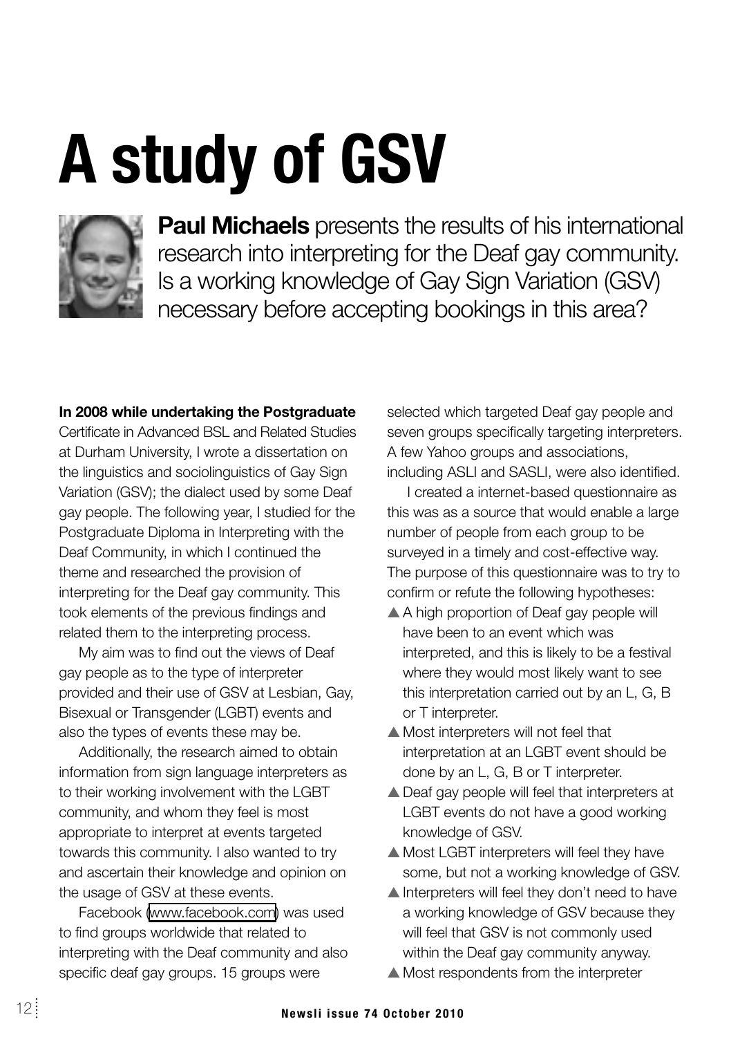# A study of GSV

**Paul Michaels** presents the results of his international research into interpreting for the Deaf gay community. Is a working knowledge of Gay Sign Variation (GSV) necessary before accepting bookings in this area?

**In 2008 while undertaking the Postgraduate** Certificate in Advanced BSL and Related Studies at Durham University, I wrote a dissertation on the linguistics and sociolinguistics of Gay Sign Variation (GSV); the dialect used by some Deaf gay people. The following year, I studied for the Postgraduate Diploma in Interpreting with the Deaf Community, in which I continued the theme and researched the provision of interpreting for the Deaf gay community. This took elements of the previous findings and related them to the interpreting process.

My aim was to find out the views of Deaf gay people as to the type of interpreter provided and their use of GSV at Lesbian, Gay, Bisexual or Transgender (LGBT) events and also the types of events these may be.

Additionally, the research aimed to obtain information from sign language interpreters as to their working involvement with the LGBT community, and whom they feel is most appropriate to interpret at events targeted towards this community. I also wanted to try and ascertain their knowledge and opinion on the usage of GSV at these events.

Facebook (www.facebook.com) was used to find groups worldwide that related to interpreting with the Deaf community and also specific deaf gay groups. 15 groups were selected which targeted Deaf gay people and seven groups specifically targeting interpreters. A few Yahoo groups and associations, including ASLI and SASLI, were also identified.

I created a internet-based questionnaire as this was as a source that would enable a large number of people from each group to be surveyed in a timely and cost-effective way. The purpose of this questionnaire was to try to confirm or refute the following hypotheses:

- A high proportion of Deaf gay people will have been to an event which was interpreted, and this is likely to be a festival where they would most likely want to see this interpretation carried out by an L, G, B or T interpreter.
- Most interpreters will not feel that interpretation at an LGBT event should be done by an L, G, B or T interpreter.
- Deaf gay people will feel that interpreters at LGBT events do not have a good working knowledge of GSV.
- Most LGBT interpreters will feel they have some, but not a working knowledge of GSV.
- Interpreters will feel they don't need to have a working knowledge of GSV because they will feel that GSV is not commonly used within the Deaf gay community anyway.
- Most respondents from the interpreter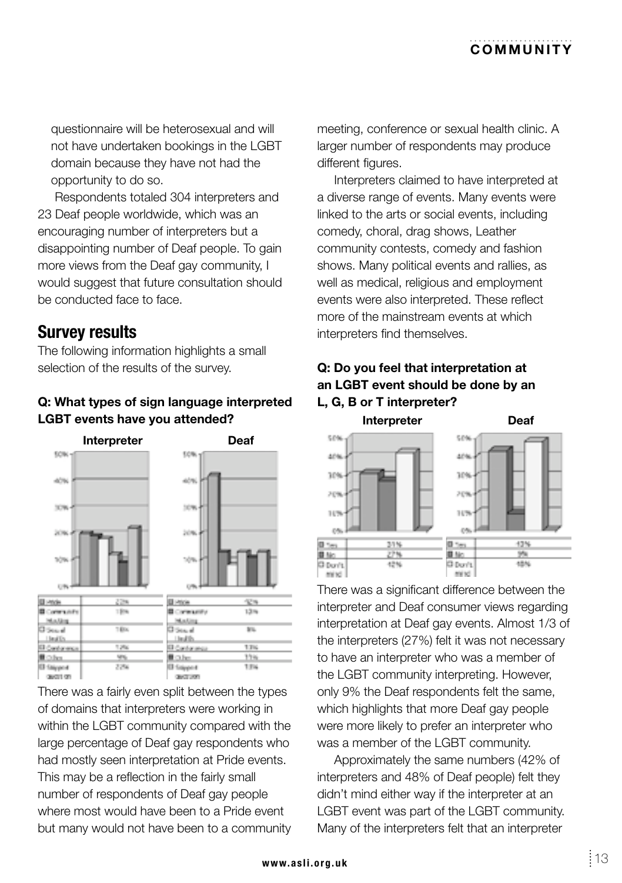questionnaire will be heterosexual and will not have undertaken bookings in the LGBT domain because they have not had the opportunity to do so.

Respondents totaled 304 interpreters and 23 Deaf people worldwide, which was an encouraging number of interpreters but a disappointing number of Deaf people. To gain more views from the Deaf gay community, I would suggest that future consultation should be conducted face to face.

## Survey results

The following information highlights a small selection of the results of the survey.

**Q: What types of sign language interpreted LGBT events have you attended?**

**Interpreter**

| | |
|---|---|
| Pride | 22% |
| Community Meeting | 19% |
| Sexual Health | 18% |
| Conference | 12% |
| Other | 9% |
| Skipped question | 22% |

**Deaf**

| | |
|---|---|
| Pride | 42% |
| Community Meeting | 13% |
| Sexual Health | 8% |
| Conference | 13% |
| Other | 11% |
| Skipped question | 13% |

There was a fairly even split between the types of domains that interpreters were working in within the LGBT community compared with the large percentage of Deaf gay respondents who had mostly seen interpretation at Pride events. This may be a reflection in the fairly small number of respondents of Deaf gay people where most would have been to a Pride event but many would not have been to a community meeting, conference or sexual health clinic. A larger number of respondents may produce different figures.

Interpreters claimed to have interpreted at a diverse range of events. Many events were linked to the arts or social events, including comedy, choral, drag shows, Leather community contests, comedy and fashion shows. Many political events and rallies, as well as medical, religious and employment events were also interpreted. These reflect more of the mainstream events at which interpreters find themselves.

**Q: Do you feel that interpretation at an LGBT event should be done by an L, G, B or T interpreter?**

**Interpreter**

| | |
|---|---|
| Yes | 31% |
| No | 27% |
| Don't mind | 42% |

**Deaf**

| | |
|---|---|
| Yes | 43% |
| No | 9% |
| Don't mind | 48% |

There was a significant difference between the interpreter and Deaf consumer views regarding interpretation at Deaf gay events. Almost 1/3 of the interpreters (27%) felt it was not necessary to have an interpreter who was a member of the LGBT community interpreting. However, only 9% the Deaf respondents felt the same, which highlights that more Deaf gay people were more likely to prefer an interpreter who was a member of the LGBT community.

Approximately the same numbers (42% of interpreters and 48% of Deaf people) felt they didn't mind either way if the interpreter at an LGBT event was part of the LGBT community. Many of the interpreters felt that an interpreter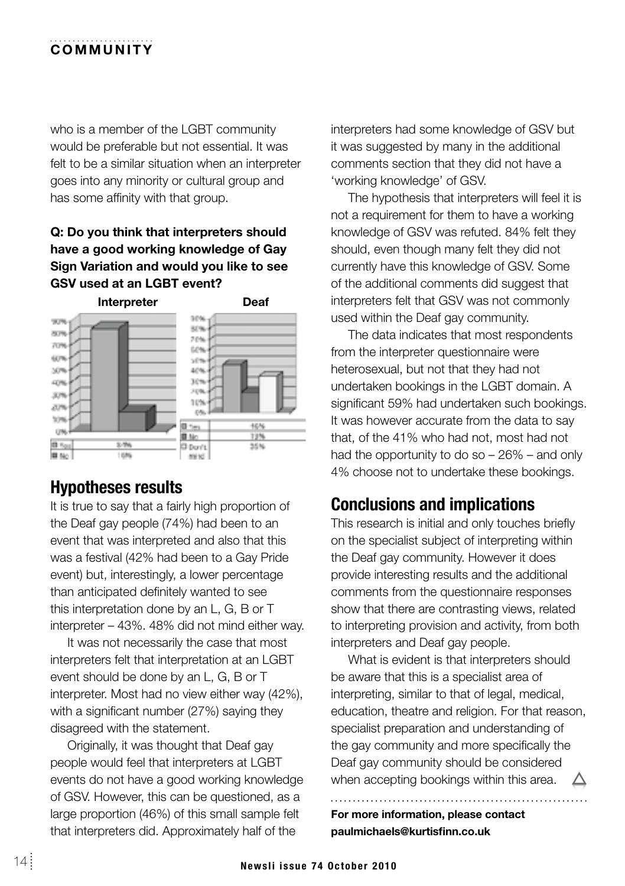who is a member of the LGBT community would be preferable but not essential. It was felt to be a similar situation when an interpreter goes into any minority or cultural group and has some affinity with that group.

**Q: Do you think that interpreters should have a good working knowledge of Gay Sign Variation and would you like to see GSV used at an LGBT event?**

**Interpreter**

90%
80%
70%
60%
50%
40%
30%
20%
10%
0%

Yes 84%
No 16%

**Deaf**

90%
80%
70%
60%
50%
40%
30%
20%
10%
0%

Yes 46%
No 19%
Don't mind 35%

## Hypotheses results

It is true to say that a fairly high proportion of the Deaf gay people (74%) had been to an event that was interpreted and also that this was a festival (42% had been to a Gay Pride event) but, interestingly, a lower percentage than anticipated definitely wanted to see this interpretation done by an L, G, B or T interpreter – 43%. 48% did not mind either way.

It was not necessarily the case that most interpreters felt that interpretation at an LGBT event should be done by an L, G, B or T interpreter. Most had no view either way (42%), with a significant number (27%) saying they disagreed with the statement.

Originally, it was thought that Deaf gay people would feel that interpreters at LGBT events do not have a good working knowledge of GSV. However, this can be questioned, as a large proportion (46%) of this small sample felt that interpreters did. Approximately half of the interpreters had some knowledge of GSV but it was suggested by many in the additional comments section that they did not have a 'working knowledge' of GSV.

The hypothesis that interpreters will feel it is not a requirement for them to have a working knowledge of GSV was refuted. 84% felt they should, even though many felt they did not currently have this knowledge of GSV. Some of the additional comments did suggest that interpreters felt that GSV was not commonly used within the Deaf gay community.

The data indicates that most respondents from the interpreter questionnaire were heterosexual, but not that they had not undertaken bookings in the LGBT domain. A significant 59% had undertaken such bookings. It was however accurate from the data to say that, of the 41% who had not, most had not had the opportunity to do so – 26% – and only 4% choose not to undertake these bookings.

## Conclusions and implications

This research is initial and only touches briefly on the specialist subject of interpreting within the Deaf gay community. However it does provide interesting results and the additional comments from the questionnaire responses show that there are contrasting views, related to interpreting provision and activity, from both interpreters and Deaf gay people.

What is evident is that interpreters should be aware that this is a specialist area of interpreting, similar to that of legal, medical, education, theatre and religion. For that reason, specialist preparation and understanding of the gay community and more specifically the Deaf gay community should be considered when accepting bookings within this area.

**For more information, please contact paulmichaels@kurtisfinn.co.uk**